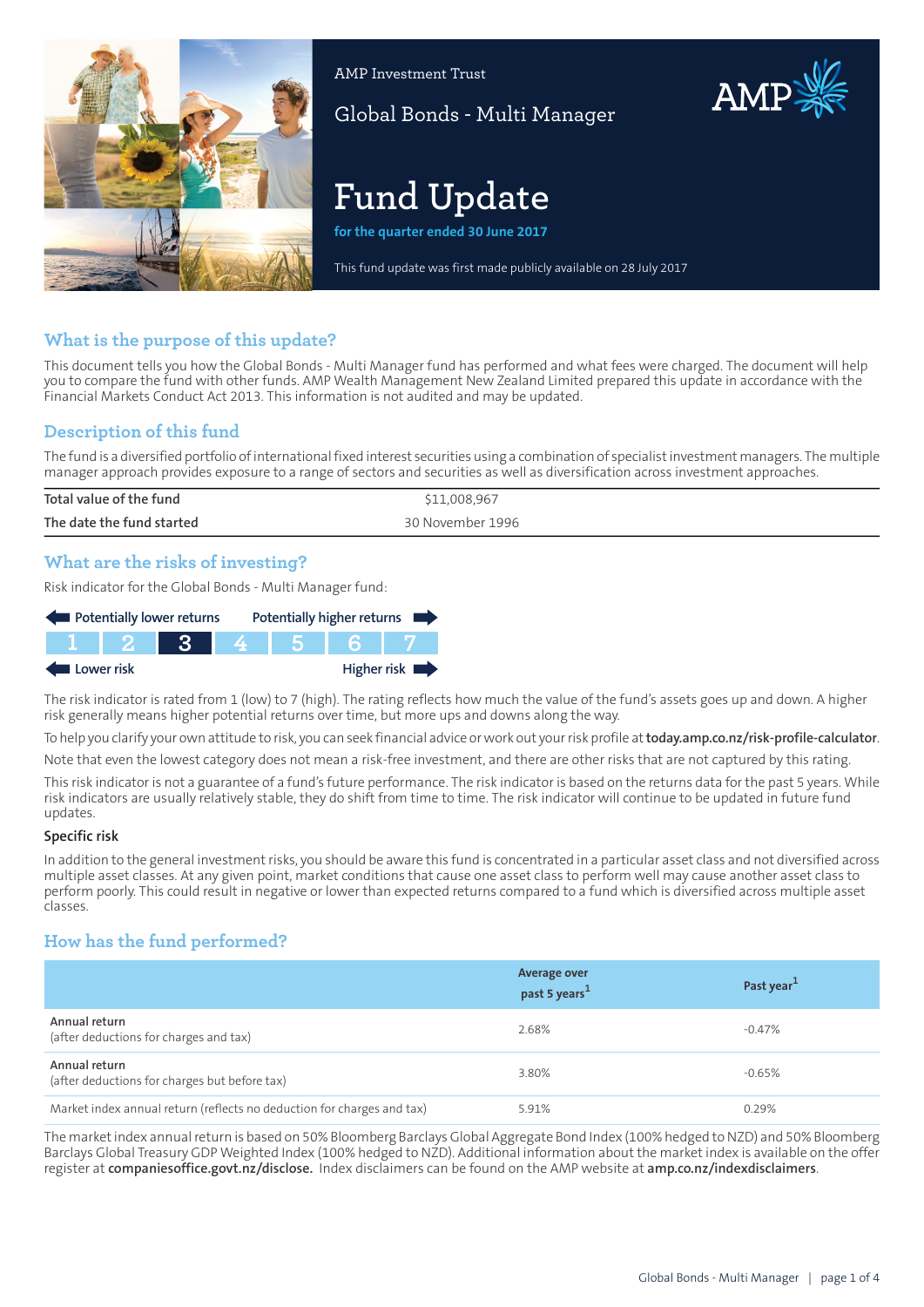AMP Investment Trust

Global Bonds - Multi Manager

# Fund Update

**for the quarter ended 30 June 2017**

This fund update was first made publicly available on 28 July 2017

## What is the purpose of this update?

This document tells you how the Global Bonds - Multi Manager fund has performed and what fees were charged. The document will help you to compare the fund with other funds. AMP Wealth Management New Zealand Limited prepared this update in accordance with the Financial Markets Conduct Act 2013. This information is not audited and may be updated.

## Description of this fund

The fund is a diversified portfolio of international fixed interest securities using a combination of specialist investment managers. The multiple manager approach provides exposure to a range of sectors and securities as well as diversification across investment approaches.

| | |
|---|---|
| **Total value of the fund** | $11,008,967 |
| **The date the fund started** | 30 November 1996 |

## What are the risks of investing?

Risk indicator for the Global Bonds - Multi Manager fund:

Potentially lower returns — Potentially higher returns

| 1 | 2 | **3** | 4 | 5 | 6 | 7 |
|---|---|---|---|---|---|---|

Lower risk — Higher risk

The risk indicator is rated from 1 (low) to 7 (high). The rating reflects how much the value of the fund's assets goes up and down. A higher risk generally means higher potential returns over time, but more ups and downs along the way.

To help you clarify your own attitude to risk, you can seek financial advice or work out your risk profile at **today.amp.co.nz/risk-profile-calculator**.

Note that even the lowest category does not mean a risk-free investment, and there are other risks that are not captured by this rating.

This risk indicator is not a guarantee of a fund's future performance. The risk indicator is based on the returns data for the past 5 years. While risk indicators are usually relatively stable, they do shift from time to time. The risk indicator will continue to be updated in future fund updates.

### Specific risk

In addition to the general investment risks, you should be aware this fund is concentrated in a particular asset class and not diversified across multiple asset classes. At any given point, market conditions that cause one asset class to perform well may cause another asset class to perform poorly. This could result in negative or lower than expected returns compared to a fund which is diversified across multiple asset classes.

## How has the fund performed?

| | Average over past 5 years[1] | Past year[1] |
|---|---|---|
| Annual return (after deductions for charges and tax) | 2.68% | -0.47% |
| Annual return (after deductions for charges but before tax) | 3.80% | -0.65% |
| Market index annual return (reflects no deduction for charges and tax) | 5.91% | 0.29% |

The market index annual return is based on 50% Bloomberg Barclays Global Aggregate Bond Index (100% hedged to NZD) and 50% Bloomberg Barclays Global Treasury GDP Weighted Index (100% hedged to NZD). Additional information about the market index is available on the offer register at **companiesoffice.govt.nz/disclose.** Index disclaimers can be found on the AMP website at **amp.co.nz/indexdisclaimers**.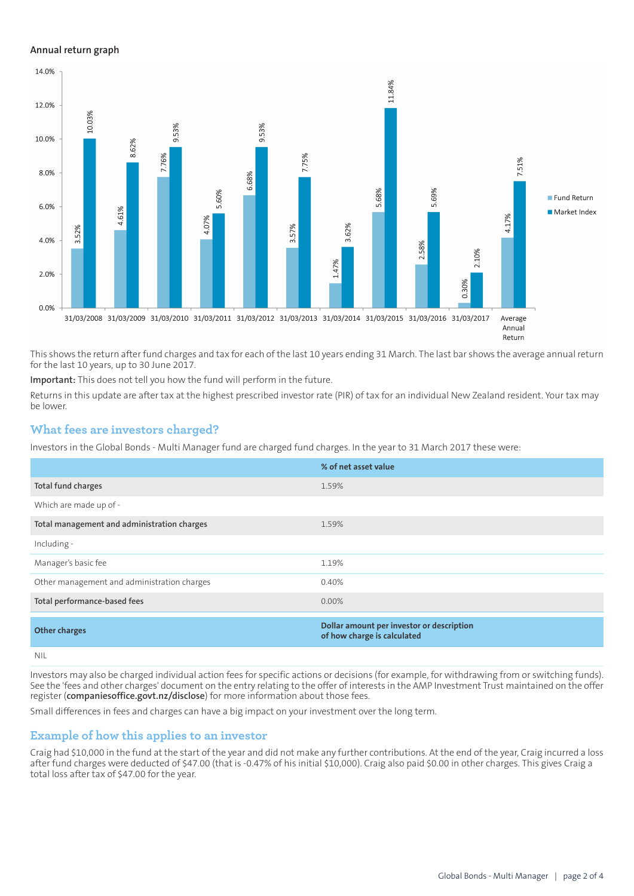### Annual return graph

| Year | Fund Return | Market Index |
|---|---|---|
| 31/03/2008 | 3.52% | 10.03% |
| 31/03/2009 | 4.61% | 8.62% |
| 31/03/2010 | 7.76% | 9.53% |
| 31/03/2011 | 4.07% | 5.60% |
| 31/03/2012 | 6.68% | 9.53% |
| 31/03/2013 | 3.57% | 7.75% |
| 31/03/2014 | 1.47% | 3.62% |
| 31/03/2015 | 5.68% | 11.84% |
| 31/03/2016 | 2.58% | 5.69% |
| 31/03/2017 | 0.30% | 2.10% |
| Average Annual Return | 4.17% | 7.51% |

This shows the return after fund charges and tax for each of the last 10 years ending 31 March. The last bar shows the average annual return for the last 10 years, up to 30 June 2017.

**Important:** This does not tell you how the fund will perform in the future.

Returns in this update are after tax at the highest prescribed investor rate (PIR) of tax for an individual New Zealand resident. Your tax may be lower.

## What fees are investors charged?

Investors in the Global Bonds - Multi Manager fund are charged fund charges. In the year to 31 March 2017 these were:

| | % of net asset value |
|---|---|
| **Total fund charges** | 1.59% |
| Which are made up of - | |
| **Total management and administration charges** | 1.59% |
| Including - | |
| Manager's basic fee | 1.19% |
| Other management and administration charges | 0.40% |
| **Total performance-based fees** | 0.00% |
| **Other charges** | **Dollar amount per investor or description of how charge is calculated** |
| NIL | |

Investors may also be charged individual action fees for specific actions or decisions (for example, for withdrawing from or switching funds). See the 'fees and other charges' document on the entry relating to the offer of interests in the AMP Investment Trust maintained on the offer register (**companiesoffice.govt.nz/disclose**) for more information about those fees.

Small differences in fees and charges can have a big impact on your investment over the long term.

## Example of how this applies to an investor

Craig had $10,000 in the fund at the start of the year and did not make any further contributions. At the end of the year, Craig incurred a loss after fund charges were deducted of $47.00 (that is -0.47% of his initial $10,000). Craig also paid $0.00 in other charges. This gives Craig a total loss after tax of $47.00 for the year.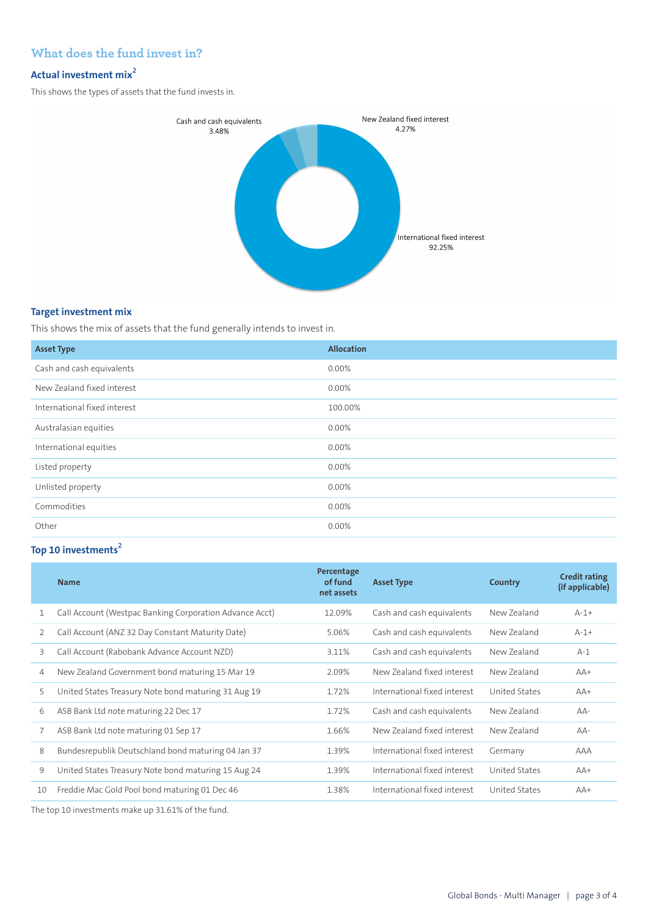## What does the fund invest in?

### Actual investment mix[2]

This shows the types of assets that the fund invests in.

Cash and cash equivalents
3.48%

New Zealand fixed interest
4.27%

International fixed interest
92.25%

### Target investment mix

This shows the mix of assets that the fund generally intends to invest in.

| Asset Type | Allocation |
|---|---|
| Cash and cash equivalents | 0.00% |
| New Zealand fixed interest | 0.00% |
| International fixed interest | 100.00% |
| Australasian equities | 0.00% |
| International equities | 0.00% |
| Listed property | 0.00% |
| Unlisted property | 0.00% |
| Commodities | 0.00% |
| Other | 0.00% |

### Top 10 investments[2]

| | Name | Percentage of fund net assets | Asset Type | Country | Credit rating (if applicable) |
|---|---|---|---|---|---|
| 1 | Call Account (Westpac Banking Corporation Advance Acct) | 12.09% | Cash and cash equivalents | New Zealand | A-1+ |
| 2 | Call Account (ANZ 32 Day Constant Maturity Date) | 5.06% | Cash and cash equivalents | New Zealand | A-1+ |
| 3 | Call Account (Rabobank Advance Account NZD) | 3.11% | Cash and cash equivalents | New Zealand | A-1 |
| 4 | New Zealand Government bond maturing 15 Mar 19 | 2.09% | New Zealand fixed interest | New Zealand | AA+ |
| 5 | United States Treasury Note bond maturing 31 Aug 19 | 1.72% | International fixed interest | United States | AA+ |
| 6 | ASB Bank Ltd note maturing 22 Dec 17 | 1.72% | Cash and cash equivalents | New Zealand | AA- |
| 7 | ASB Bank Ltd note maturing 01 Sep 17 | 1.66% | New Zealand fixed interest | New Zealand | AA- |
| 8 | Bundesrepublik Deutschland bond maturing 04 Jan 37 | 1.39% | International fixed interest | Germany | AAA |
| 9 | United States Treasury Note bond maturing 15 Aug 24 | 1.39% | International fixed interest | United States | AA+ |
| 10 | Freddie Mac Gold Pool bond maturing 01 Dec 46 | 1.38% | International fixed interest | United States | AA+ |

The top 10 investments make up 31.61% of the fund.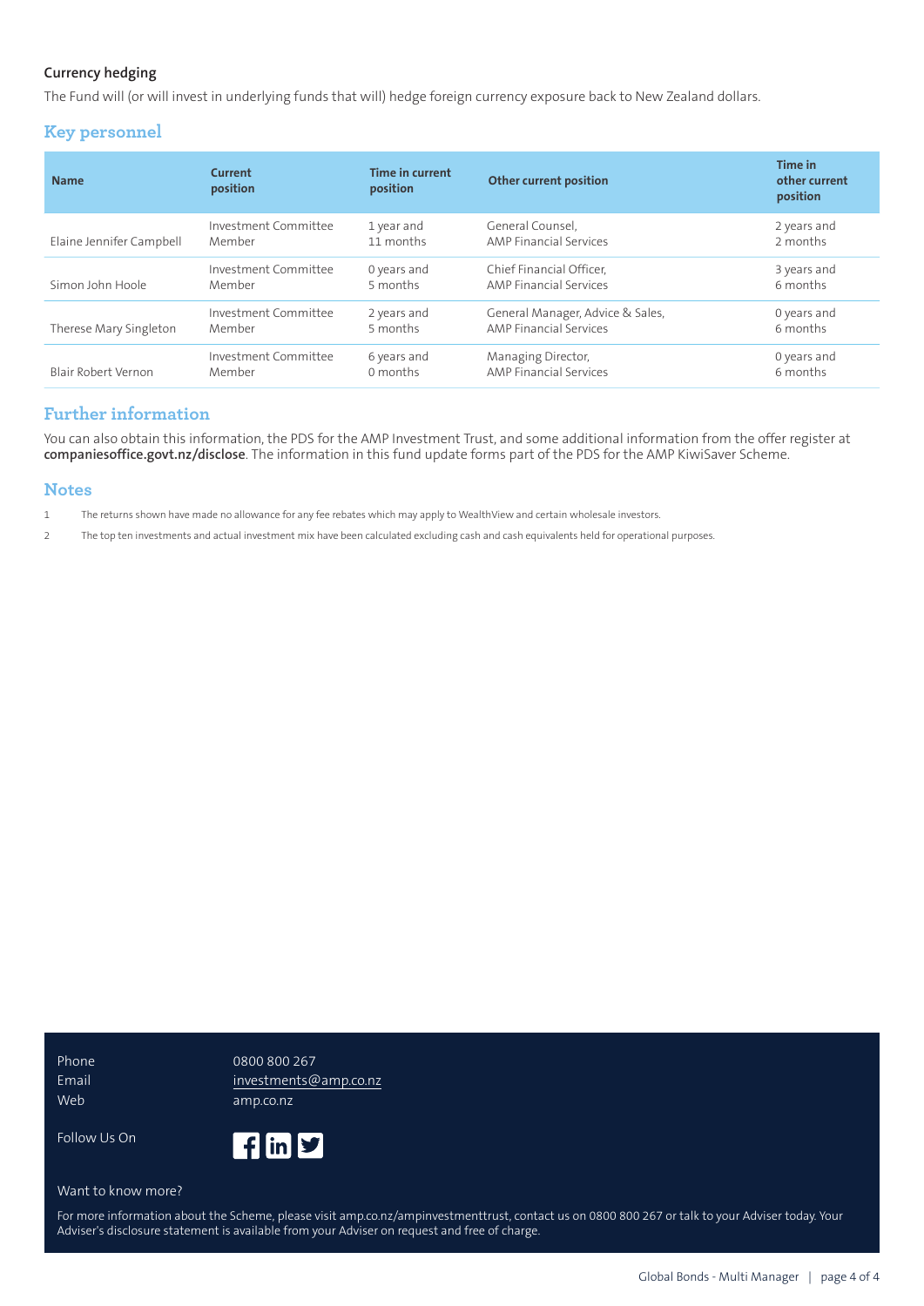### Currency hedging

The Fund will (or will invest in underlying funds that will) hedge foreign currency exposure back to New Zealand dollars.

## Key personnel

| Name | Current position | Time in current position | Other current position | Time in other current position |
|---|---|---|---|---|
| Elaine Jennifer Campbell | Investment Committee Member | 1 year and 11 months | General Counsel, AMP Financial Services | 2 years and 2 months |
| Simon John Hoole | Investment Committee Member | 0 years and 5 months | Chief Financial Officer, AMP Financial Services | 3 years and 6 months |
| Therese Mary Singleton | Investment Committee Member | 2 years and 5 months | General Manager, Advice & Sales, AMP Financial Services | 0 years and 6 months |
| Blair Robert Vernon | Investment Committee Member | 6 years and 0 months | Managing Director, AMP Financial Services | 0 years and 6 months |

## Further information

You can also obtain this information, the PDS for the AMP Investment Trust, and some additional information from the offer register at **companiesoffice.govt.nz/disclose**. The information in this fund update forms part of the PDS for the AMP KiwiSaver Scheme.

## Notes

1. The returns shown have made no allowance for any fee rebates which may apply to WealthView and certain wholesale investors.
2. The top ten investments and actual investment mix have been calculated excluding cash and cash equivalents held for operational purposes.

Phone 0800 800 267
Email investments@amp.co.nz
Web amp.co.nz

Follow Us On

Want to know more?

For more information about the Scheme, please visit amp.co.nz/ampinvestmenttrust, contact us on 0800 800 267 or talk to your Adviser today. Your Adviser's disclosure statement is available from your Adviser on request and free of charge.